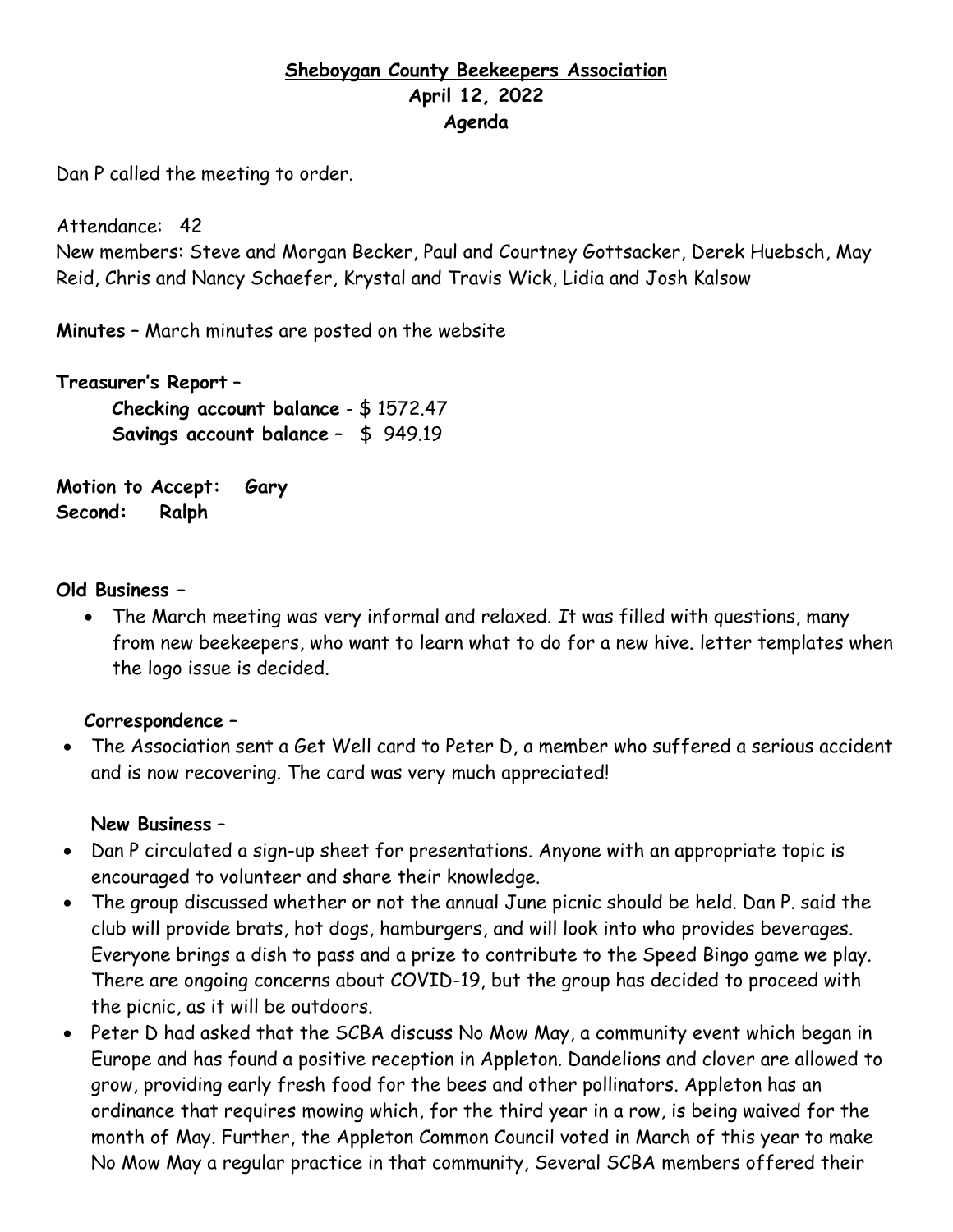**Sheboygan County Beekeepers Association**
**April 12, 2022**
**Agenda**

Dan P called the meeting to order.

Attendance: 42

New members: Steve and Morgan Becker, Paul and Courtney Gottsacker, Derek Huebsch, May Reid, Chris and Nancy Schaefer, Krystal and Travis Wick, Lidia and Josh Kalsow

**Minutes** – March minutes are posted on the website

**Treasurer's Report** –

**Checking account balance** - $ 1572.47

**Savings account balance** – $ 949.19

**Motion to Accept: Gary**

**Second: Ralph**

**Old Business** –

- The March meeting was very informal and relaxed. It was filled with questions, many from new beekeepers, who want to learn what to do for a new hive. letter templates when the logo issue is decided.

**Correspondence** –

- The Association sent a Get Well card to Peter D, a member who suffered a serious accident and is now recovering. The card was very much appreciated!

**New Business** –

- Dan P circulated a sign-up sheet for presentations. Anyone with an appropriate topic is encouraged to volunteer and share their knowledge.
- The group discussed whether or not the annual June picnic should be held. Dan P. said the club will provide brats, hot dogs, hamburgers, and will look into who provides beverages. Everyone brings a dish to pass and a prize to contribute to the Speed Bingo game we play. There are ongoing concerns about COVID-19, but the group has decided to proceed with the picnic, as it will be outdoors.
- Peter D had asked that the SCBA discuss No Mow May, a community event which began in Europe and has found a positive reception in Appleton. Dandelions and clover are allowed to grow, providing early fresh food for the bees and other pollinators. Appleton has an ordinance that requires mowing which, for the third year in a row, is being waived for the month of May. Further, the Appleton Common Council voted in March of this year to make No Mow May a regular practice in that community, Several SCBA members offered their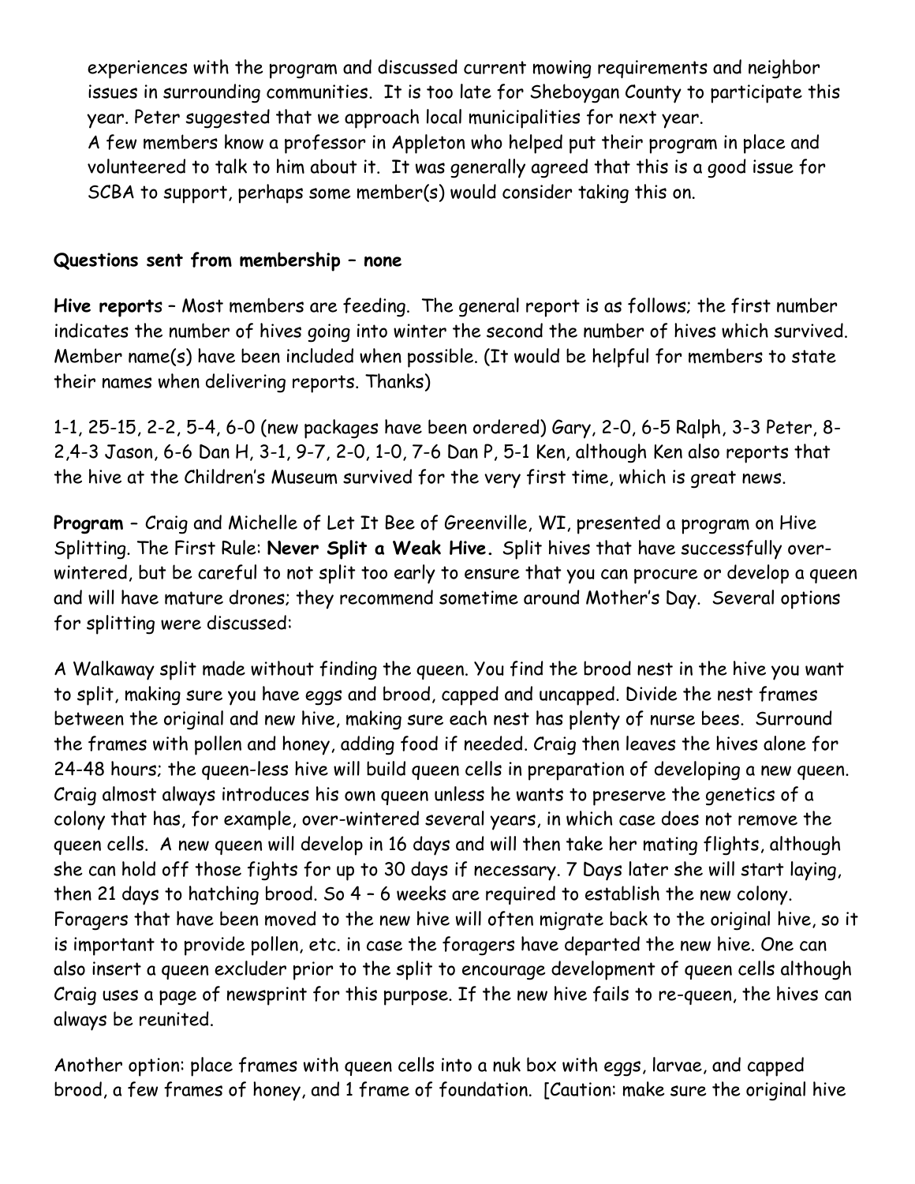experiences with the program and discussed current mowing requirements and neighbor issues in surrounding communities. It is too late for Sheboygan County to participate this year. Peter suggested that we approach local municipalities for next year.
A few members know a professor in Appleton who helped put their program in place and volunteered to talk to him about it. It was generally agreed that this is a good issue for SCBA to support, perhaps some member(s) would consider taking this on.

**Questions sent from membership – none**

**Hive reports** – Most members are feeding. The general report is as follows; the first number indicates the number of hives going into winter the second the number of hives which survived. Member name(s) have been included when possible. (It would be helpful for members to state their names when delivering reports. Thanks)

1-1, 25-15, 2-2, 5-4, 6-0 (new packages have been ordered) Gary, 2-0, 6-5 Ralph, 3-3 Peter, 8-2,4-3 Jason, 6-6 Dan H, 3-1, 9-7, 2-0, 1-0, 7-6 Dan P, 5-1 Ken, although Ken also reports that the hive at the Children's Museum survived for the very first time, which is great news.

**Program** – Craig and Michelle of Let It Bee of Greenville, WI, presented a program on Hive Splitting. The First Rule: **Never Split a Weak Hive.** Split hives that have successfully over-wintered, but be careful to not split too early to ensure that you can procure or develop a queen and will have mature drones; they recommend sometime around Mother's Day. Several options for splitting were discussed:

A Walkaway split made without finding the queen. You find the brood nest in the hive you want to split, making sure you have eggs and brood, capped and uncapped. Divide the nest frames between the original and new hive, making sure each nest has plenty of nurse bees. Surround the frames with pollen and honey, adding food if needed. Craig then leaves the hives alone for 24-48 hours; the queen-less hive will build queen cells in preparation of developing a new queen. Craig almost always introduces his own queen unless he wants to preserve the genetics of a colony that has, for example, over-wintered several years, in which case does not remove the queen cells. A new queen will develop in 16 days and will then take her mating flights, although she can hold off those fights for up to 30 days if necessary. 7 Days later she will start laying, then 21 days to hatching brood. So 4 – 6 weeks are required to establish the new colony. Foragers that have been moved to the new hive will often migrate back to the original hive, so it is important to provide pollen, etc. in case the foragers have departed the new hive. One can also insert a queen excluder prior to the split to encourage development of queen cells although Craig uses a page of newsprint for this purpose. If the new hive fails to re-queen, the hives can always be reunited.

Another option: place frames with queen cells into a nuk box with eggs, larvae, and capped brood, a few frames of honey, and 1 frame of foundation. [Caution: make sure the original hive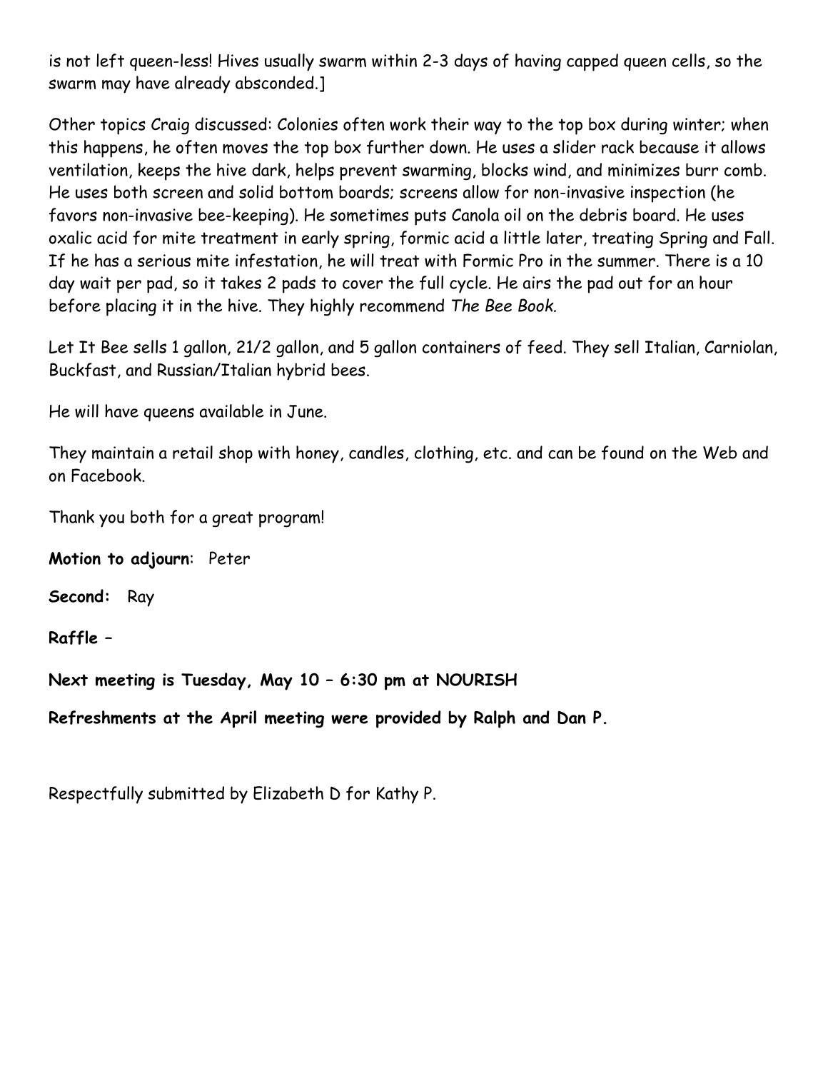is not left queen-less! Hives usually swarm within 2-3 days of having capped queen cells, so the swarm may have already absconded.]

Other topics Craig discussed: Colonies often work their way to the top box during winter; when this happens, he often moves the top box further down. He uses a slider rack because it allows ventilation, keeps the hive dark, helps prevent swarming, blocks wind, and minimizes burr comb. He uses both screen and solid bottom boards; screens allow for non-invasive inspection (he favors non-invasive bee-keeping). He sometimes puts Canola oil on the debris board. He uses oxalic acid for mite treatment in early spring, formic acid a little later, treating Spring and Fall. If he has a serious mite infestation, he will treat with Formic Pro in the summer. There is a 10 day wait per pad, so it takes 2 pads to cover the full cycle. He airs the pad out for an hour before placing it in the hive. They highly recommend *The Bee Book.*

Let It Bee sells 1 gallon, 21/2 gallon, and 5 gallon containers of feed. They sell Italian, Carniolan, Buckfast, and Russian/Italian hybrid bees.

He will have queens available in June.

They maintain a retail shop with honey, candles, clothing, etc. and can be found on the Web and on Facebook.

Thank you both for a great program!

**Motion to adjourn**: Peter

**Second:** Ray

**Raffle –**

**Next meeting is Tuesday, May 10 – 6:30 pm at NOURISH**

**Refreshments at the April meeting were provided by Ralph and Dan P.**

Respectfully submitted by Elizabeth D for Kathy P.